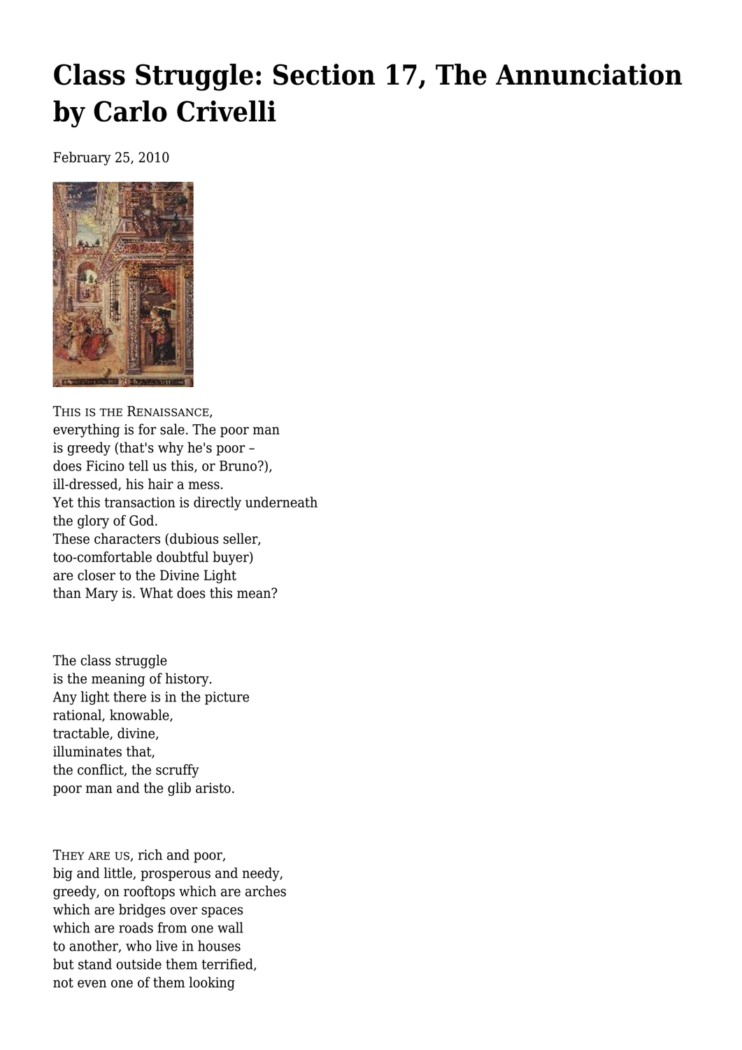# Class Struggle: Section 17, The Annunciation by Carlo Crivelli

February 25, 2010

THIS IS THE RENAISSANCE,
everything is for sale. The poor man
is greedy (that's why he's poor –
does Ficino tell us this, or Bruno?),
ill-dressed, his hair a mess.
Yet this transaction is directly underneath
the glory of God.
These characters (dubious seller,
too-comfortable doubtful buyer)
are closer to the Divine Light
than Mary is. What does this mean?

The class struggle
is the meaning of history.
Any light there is in the picture
rational, knowable,
tractable, divine,
illuminates that,
the conflict, the scruffy
poor man and the glib aristo.

THEY ARE US, rich and poor,
big and little, prosperous and needy,
greedy, on rooftops which are arches
which are bridges over spaces
which are roads from one wall
to another, who live in houses
but stand outside them terrified,
not even one of them looking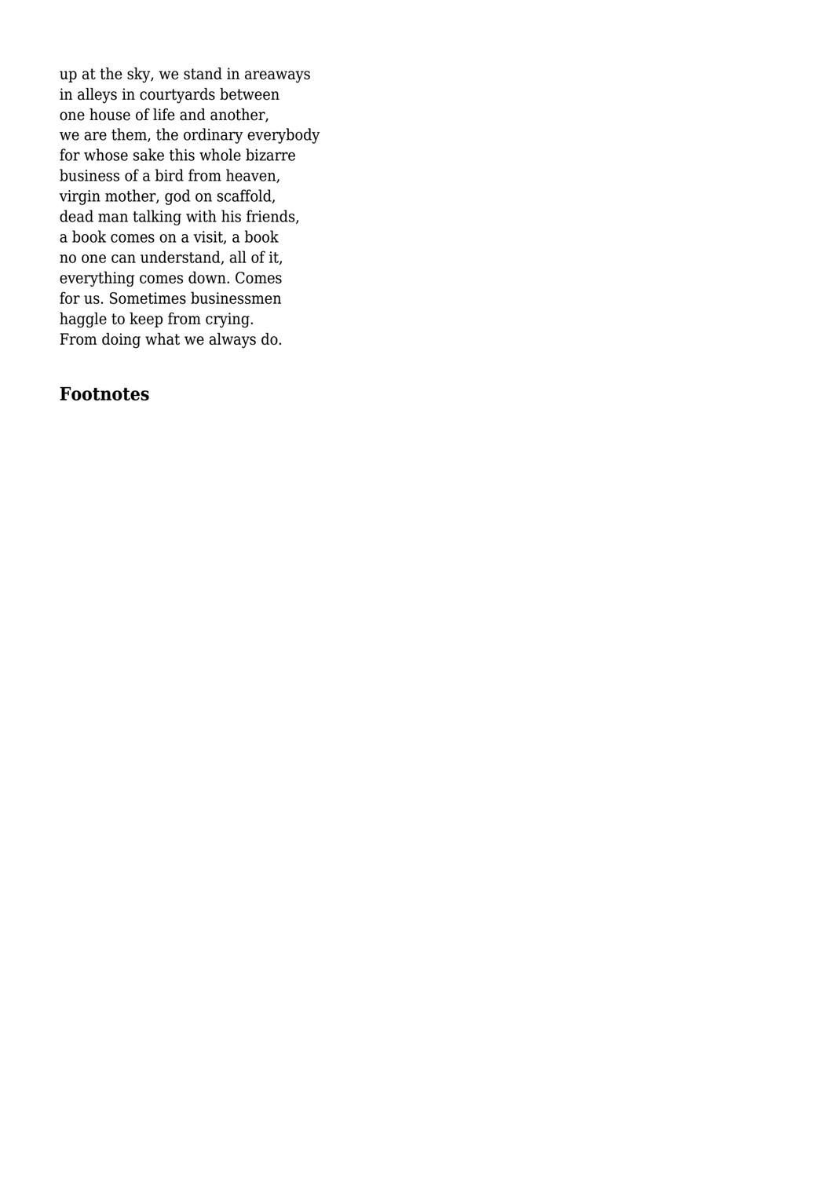up at the sky, we stand in areaways  
in alleys in courtyards between  
one house of life and another,  
we are them, the ordinary everybody  
for whose sake this whole bizarre  
business of a bird from heaven,  
virgin mother, god on scaffold,  
dead man talking with his friends,  
a book comes on a visit, a book  
no one can understand, all of it,  
everything comes down. Comes  
for us. Sometimes businessmen  
haggle to keep from crying.  
From doing what we always do.

## Footnotes